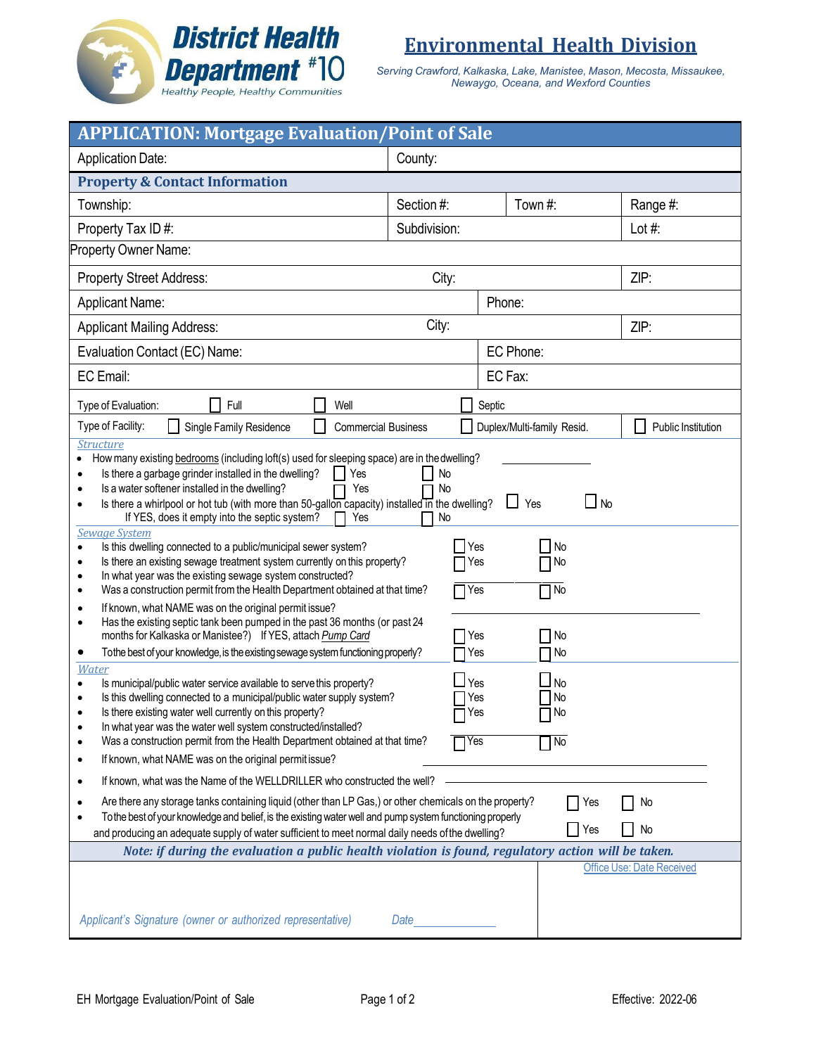# District Health Department #10

Healthy People, Healthy Communities

## Environmental Health Division

*Serving Crawford, Kalkaska, Lake, Manistee, Mason, Mecosta, Missaukee, Newaygo, Oceana, and Wexford Counties*

## APPLICATION: Mortgage Evaluation/Point of Sale

| Application Date: | County: | | |
|---|---|---|---|

### Property & Contact Information

| Township: | Section #: | Town #: | Range #: |
|---|---|---|---|
| Property Tax ID #: | Subdivision: | | Lot #: |
| Property Owner Name: | | | |
| Property Street Address: | City: | | ZIP: |
| Applicant Name: | Phone: | | |
| Applicant Mailing Address: | City: | | ZIP: |
| Evaluation Contact (EC) Name: | EC Phone: | | |
| EC Email: | EC Fax: | | |

Type of Evaluation: ☐ Full ☐ Well ☐ Septic

Type of Facility: ☐ Single Family Residence ☐ Commercial Business ☐ Duplex/Multi-family Resid. ☐ Public Institution

### *Structure*

- How many existing bedrooms (including loft(s) used for sleeping space) are in the dwelling? ________
- Is there a garbage grinder installed in the dwelling? ☐ Yes ☐ No
- Is a water softener installed in the dwelling? ☐ Yes ☐ No
- Is there a whirlpool or hot tub (with more than 50-gallon capacity) installed in the dwelling? ☐ Yes ☐ No
  - If YES, does it empty into the septic system? ☐ Yes ☐ No

### *Sewage System*

- Is this dwelling connected to a public/municipal sewer system? ☐ Yes ☐ No
- Is there an existing sewage treatment system currently on this property? ☐ Yes ☐ No
- In what year was the existing sewage system constructed? ________
- Was a construction permit from the Health Department obtained at that time? ☐ Yes ☐ No
- If known, what NAME was on the original permit issue? ________
- Has the existing septic tank been pumped in the past 36 months (or past 24 months for Kalkaska or Manistee?) If YES, attach *Pump Card* ☐ Yes ☐ No
- To the best of your knowledge, is the existing sewage system functioning properly? ☐ Yes ☐ No

### *Water*

- Is municipal/public water service available to serve this property? ☐ Yes ☐ No
- Is this dwelling connected to a municipal/public water supply system? ☐ Yes ☐ No
- Is there existing water well currently on this property? ☐ Yes ☐ No
- In what year was the water well system constructed/installed? ________
- Was a construction permit from the Health Department obtained at that time? ☐ Yes ☐ No
- If known, what NAME was on the original permit issue? ________
- If known, what was the Name of the WELLDRILLER who constructed the well? ________
- Are there any storage tanks containing liquid (other than LP Gas,) or other chemicals on the property? ☐ Yes ☐ No
- To the best of your knowledge and belief, is the existing water well and pump system functioning properly and producing an adequate supply of water sufficient to meet normal daily needs of the dwelling? ☐ Yes ☐ No

***Note: if during the evaluation a public health violation is found, regulatory action will be taken.***

*Applicant's Signature (owner or authorized representative)* *Date*________

Office Use: Date Received

EH Mortgage Evaluation/Point of Sale Effective: 2022-06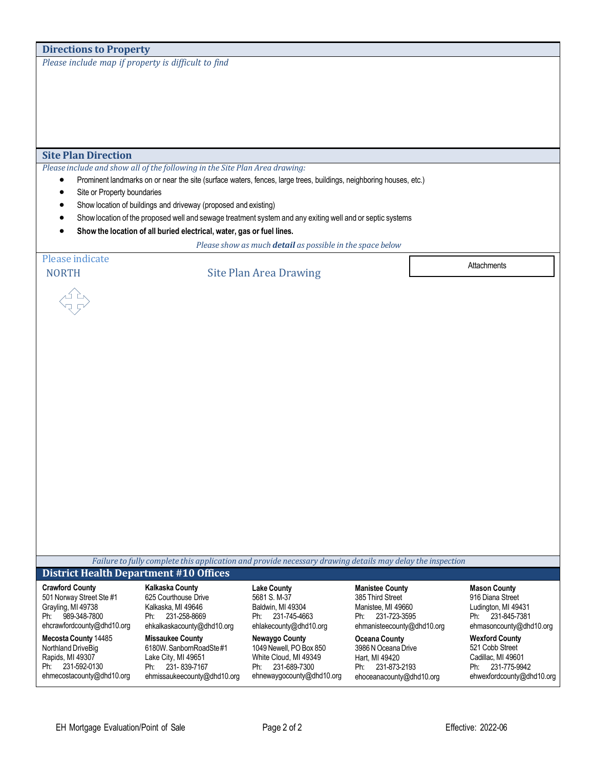## Directions to Property

*Please include map if property is difficult to find*

## Site Plan Direction

*Please include and show all of the following in the Site Plan Area drawing:*

- Prominent landmarks on or near the site (surface waters, fences, large trees, buildings, neighboring houses, etc.)
- Site or Property boundaries
- Show location of buildings and driveway (proposed and existing)
- Show location of the proposed well and sewage treatment system and any exiting well and or septic systems
- **Show the location of all buried electrical, water, gas or fuel lines.**

*Please show as much **detail** as possible in the space below*

Please indicate NORTH

Site Plan Area Drawing

Attachments

*Failure to fully complete this application and provide necessary drawing details may delay the inspection*

## District Health Department #10 Offices

**Crawford County**
501 Norway Street Ste #1
Grayling, MI 49738
Ph: 989-348-7800
ehcrawfordcounty@dhd10.org

**Kalkaska County**
625 Courthouse Drive
Kalkaska, MI 49646
Ph: 231-258-8669
ehkalkaskacounty@dhd10.org

**Lake County**
5681 S. M-37
Baldwin, MI 49304
Ph: 231-745-4663
ehlakecounty@dhd10.org

**Manistee County**
385 Third Street
Manistee, MI 49660
Ph: 231-723-3595
ehmanisteecounty@dhd10.org

**Mason County**
916 Diana Street
Ludington, MI 49431
Ph: 231-845-7381
ehmasoncounty@dhd10.org

**Mecosta County** 14485
Northland DriveBig
Rapids, MI 49307
Ph: 231-592-0130
ehmecostacounty@dhd10.org

**Missaukee County**
6180W. SanbornRoadSte#1
Lake City, MI 49651
Ph: 231- 839-7167
ehmissaukeecounty@dhd10.org

**Newaygo County**
1049 Newell, PO Box 850
White Cloud, MI 49349
Ph: 231-689-7300
ehnewaygocounty@dhd10.org

**Oceana County**
3986 N Oceana Drive
Hart, MI 49420
Ph: 231-873-2193
ehoceanacounty@dhd10.org

**Wexford County**
521 Cobb Street
Cadillac, MI 49601
Ph: 231-775-9942
ehwexfordcounty@dhd10.org

EH Mortgage Evaluation/Point of Sale — Effective: 2022-06